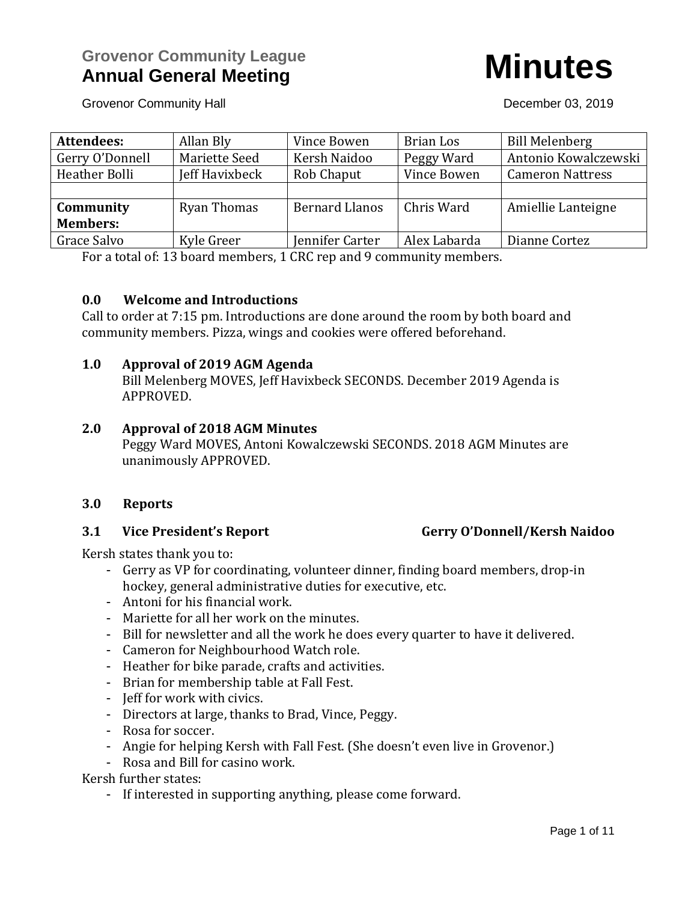Grovenor Community League

# Annual General Meeting

# Minutes

Grovenor Community Hall

December 03, 2019

| **Attendees:** | Allan Bly | Vince Bowen | Brian Los | Bill Melenberg |
|---|---|---|---|---|
| Gerry O'Donnell | Mariette Seed | Kersh Naidoo | Peggy Ward | Antonio Kowalczewski |
| Heather Bolli | Jeff Havixbeck | Rob Chaput | Vince Bowen | Cameron Nattress |
| | | | | |
| **Community Members:** | Ryan Thomas | Bernard Llanos | Chris Ward | Amiellie Lanteigne |
| Grace Salvo | Kyle Greer | Jennifer Carter | Alex Labarda | Dianne Cortez |

For a total of: 13 board members, 1 CRC rep and 9 community members.

### 0.0 Welcome and Introductions

Call to order at 7:15 pm. Introductions are done around the room by both board and community members. Pizza, wings and cookies were offered beforehand.

### 1.0 Approval of 2019 AGM Agenda

Bill Melenberg MOVES, Jeff Havixbeck SECONDS. December 2019 Agenda is APPROVED.

### 2.0 Approval of 2018 AGM Minutes

Peggy Ward MOVES, Antoni Kowalczewski SECONDS. 2018 AGM Minutes are unanimously APPROVED.

### 3.0 Reports

### 3.1 Vice President's Report — Gerry O'Donnell/Kersh Naidoo

Kersh states thank you to:

- Gerry as VP for coordinating, volunteer dinner, finding board members, drop-in hockey, general administrative duties for executive, etc.
- Antoni for his financial work.
- Mariette for all her work on the minutes.
- Bill for newsletter and all the work he does every quarter to have it delivered.
- Cameron for Neighbourhood Watch role.
- Heather for bike parade, crafts and activities.
- Brian for membership table at Fall Fest.
- Jeff for work with civics.
- Directors at large, thanks to Brad, Vince, Peggy.
- Rosa for soccer.
- Angie for helping Kersh with Fall Fest. (She doesn't even live in Grovenor.)
- Rosa and Bill for casino work.

Kersh further states:

- If interested in supporting anything, please come forward.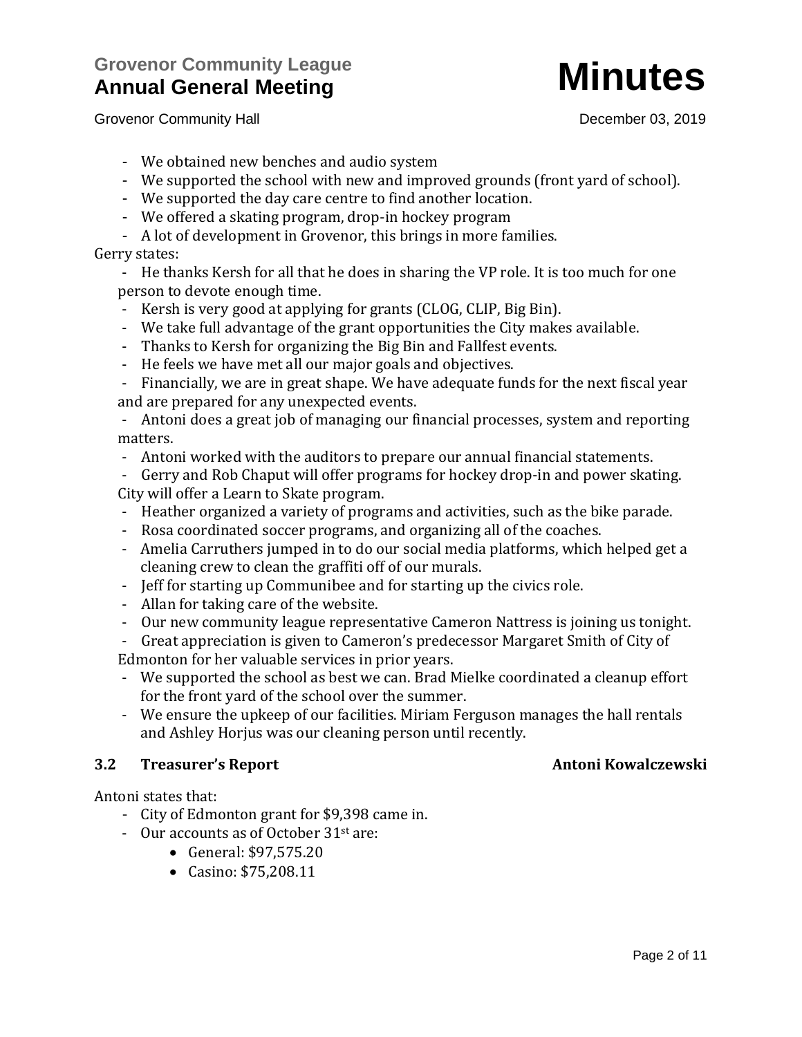- We obtained new benches and audio system
- We supported the school with new and improved grounds (front yard of school).
- We supported the day care centre to find another location.
- We offered a skating program, drop-in hockey program
- A lot of development in Grovenor, this brings in more families.

Gerry states:

- He thanks Kersh for all that he does in sharing the VP role. It is too much for one person to devote enough time.
- Kersh is very good at applying for grants (CLOG, CLIP, Big Bin).
- We take full advantage of the grant opportunities the City makes available.
- Thanks to Kersh for organizing the Big Bin and Fallfest events.
- He feels we have met all our major goals and objectives.
- Financially, we are in great shape. We have adequate funds for the next fiscal year and are prepared for any unexpected events.
- Antoni does a great job of managing our financial processes, system and reporting matters.
- Antoni worked with the auditors to prepare our annual financial statements.
- Gerry and Rob Chaput will offer programs for hockey drop-in and power skating. City will offer a Learn to Skate program.
- Heather organized a variety of programs and activities, such as the bike parade.
- Rosa coordinated soccer programs, and organizing all of the coaches.
- Amelia Carruthers jumped in to do our social media platforms, which helped get a cleaning crew to clean the graffiti off of our murals.
- Jeff for starting up Communibee and for starting up the civics role.
- Allan for taking care of the website.
- Our new community league representative Cameron Nattress is joining us tonight.
- Great appreciation is given to Cameron's predecessor Margaret Smith of City of Edmonton for her valuable services in prior years.
- We supported the school as best we can. Brad Mielke coordinated a cleanup effort for the front yard of the school over the summer.
- We ensure the upkeep of our facilities. Miriam Ferguson manages the hall rentals and Ashley Horjus was our cleaning person until recently.

### 3.2 Treasurer's Report — Antoni Kowalczewski

Antoni states that:

- City of Edmonton grant for $9,398 came in.
- Our accounts as of October 31st are:
    - General: $97,575.20
    - Casino: $75,208.11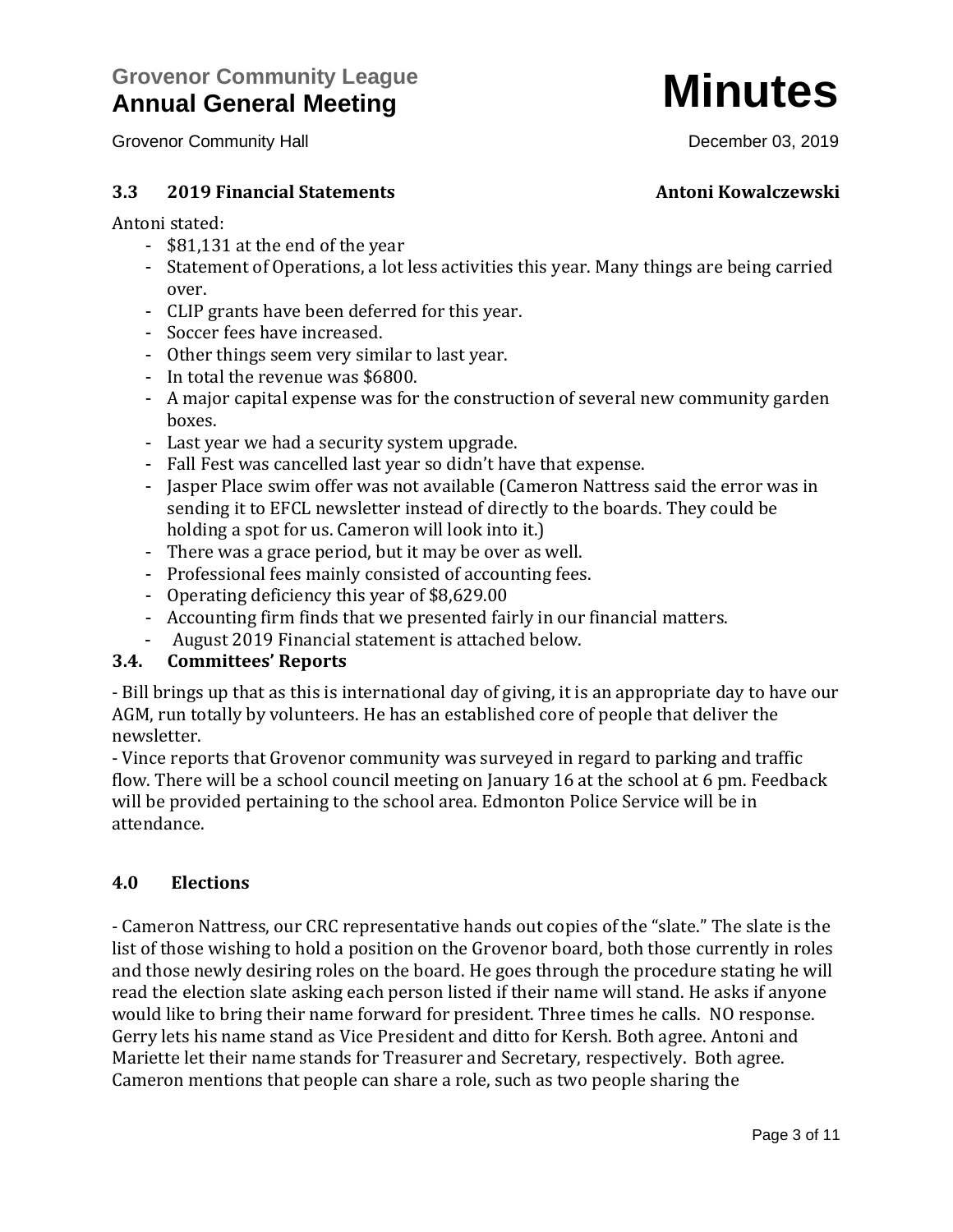### 3.3 2019 Financial Statements — Antoni Kowalczewski

Antoni stated:

- $81,131 at the end of the year
- Statement of Operations, a lot less activities this year. Many things are being carried over.
- CLIP grants have been deferred for this year.
- Soccer fees have increased.
- Other things seem very similar to last year.
- In total the revenue was $6800.
- A major capital expense was for the construction of several new community garden boxes.
- Last year we had a security system upgrade.
- Fall Fest was cancelled last year so didn't have that expense.
- Jasper Place swim offer was not available (Cameron Nattress said the error was in sending it to EFCL newsletter instead of directly to the boards. They could be holding a spot for us. Cameron will look into it.)
- There was a grace period, but it may be over as well.
- Professional fees mainly consisted of accounting fees.
- Operating deficiency this year of $8,629.00
- Accounting firm finds that we presented fairly in our financial matters.
- August 2019 Financial statement is attached below.

### 3.4. Committees' Reports

- Bill brings up that as this is international day of giving, it is an appropriate day to have our AGM, run totally by volunteers. He has an established core of people that deliver the newsletter.
- Vince reports that Grovenor community was surveyed in regard to parking and traffic flow. There will be a school council meeting on January 16 at the school at 6 pm. Feedback will be provided pertaining to the school area. Edmonton Police Service will be in attendance.

## 4.0 Elections

- Cameron Nattress, our CRC representative hands out copies of the "slate." The slate is the list of those wishing to hold a position on the Grovenor board, both those currently in roles and those newly desiring roles on the board. He goes through the procedure stating he will read the election slate asking each person listed if their name will stand. He asks if anyone would like to bring their name forward for president. Three times he calls. NO response. Gerry lets his name stand as Vice President and ditto for Kersh. Both agree. Antoni and Mariette let their name stands for Treasurer and Secretary, respectively. Both agree. Cameron mentions that people can share a role, such as two people sharing the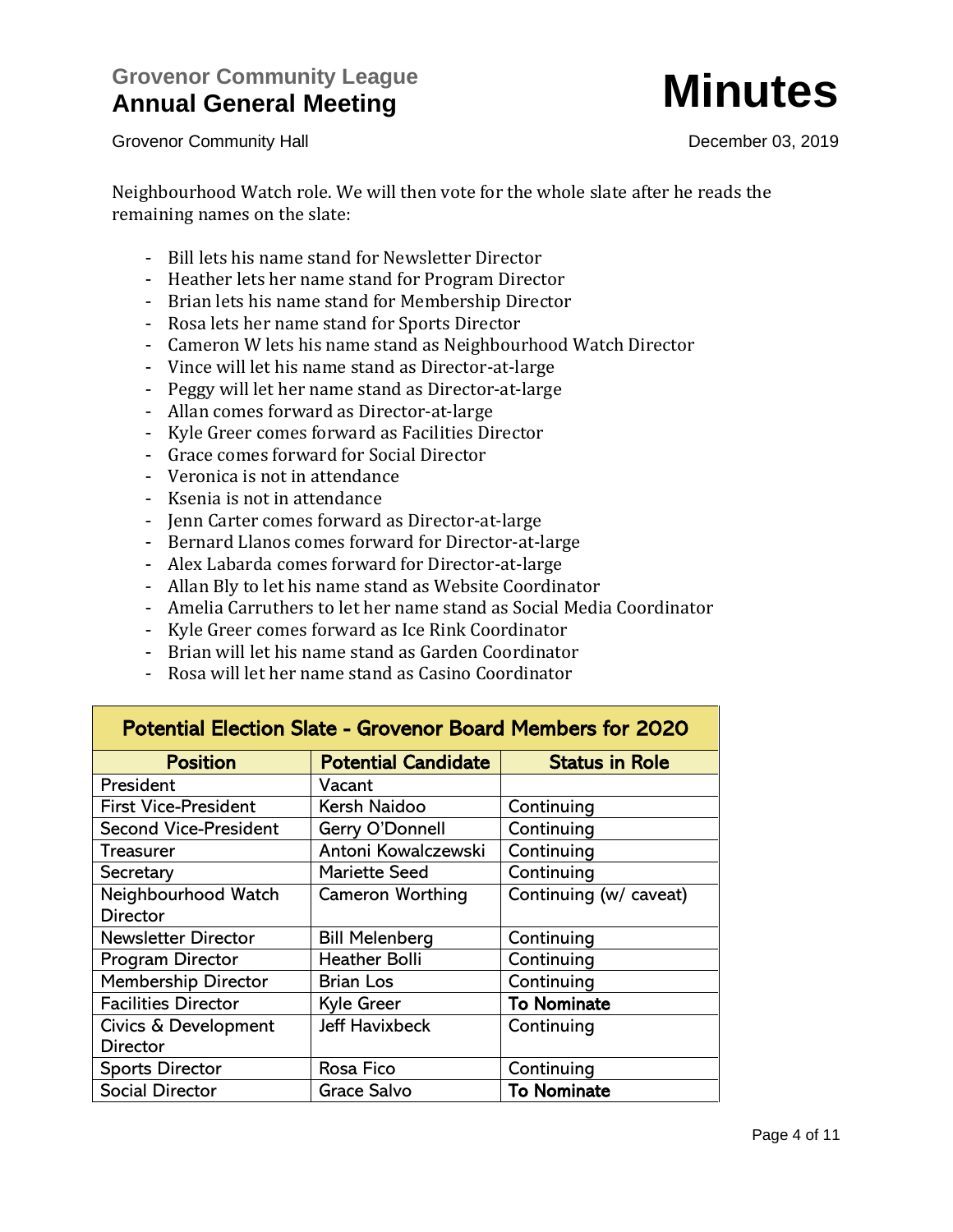Neighbourhood Watch role. We will then vote for the whole slate after he reads the remaining names on the slate:

- Bill lets his name stand for Newsletter Director
- Heather lets her name stand for Program Director
- Brian lets his name stand for Membership Director
- Rosa lets her name stand for Sports Director
- Cameron W lets his name stand as Neighbourhood Watch Director
- Vince will let his name stand as Director-at-large
- Peggy will let her name stand as Director-at-large
- Allan comes forward as Director-at-large
- Kyle Greer comes forward as Facilities Director
- Grace comes forward for Social Director
- Veronica is not in attendance
- Ksenia is not in attendance
- Jenn Carter comes forward as Director-at-large
- Bernard Llanos comes forward for Director-at-large
- Alex Labarda comes forward for Director-at-large
- Allan Bly to let his name stand as Website Coordinator
- Amelia Carruthers to let her name stand as Social Media Coordinator
- Kyle Greer comes forward as Ice Rink Coordinator
- Brian will let his name stand as Garden Coordinator
- Rosa will let her name stand as Casino Coordinator

| Potential Election Slate - Grovenor Board Members for 2020 | | |
|---|---|---|
| **Position** | **Potential Candidate** | **Status in Role** |
| President | Vacant | |
| First Vice-President | Kersh Naidoo | Continuing |
| Second Vice-President | Gerry O'Donnell | Continuing |
| Treasurer | Antoni Kowalczewski | Continuing |
| Secretary | Mariette Seed | Continuing |
| Neighbourhood Watch Director | Cameron Worthing | Continuing (w/ caveat) |
| Newsletter Director | Bill Melenberg | Continuing |
| Program Director | Heather Bolli | Continuing |
| Membership Director | Brian Los | Continuing |
| Facilities Director | Kyle Greer | **To Nominate** |
| Civics & Development Director | Jeff Havixbeck | Continuing |
| Sports Director | Rosa Fico | Continuing |
| Social Director | Grace Salvo | **To Nominate** |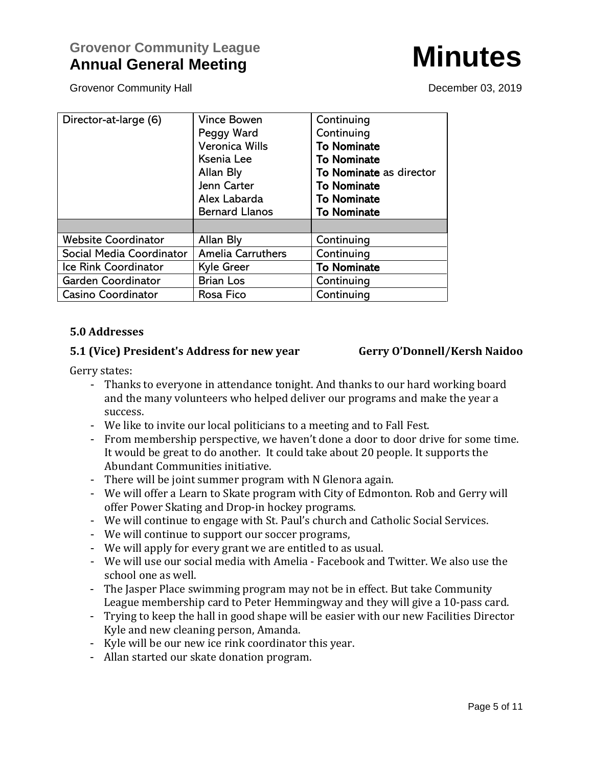| Director-at-large (6) | Vince Bowen<br>Peggy Ward<br>Veronica Wills<br>Ksenia Lee<br>Allan Bly<br>Jenn Carter<br>Alex Labarda<br>Bernard Llanos | Continuing<br>Continuing<br>**To Nominate**<br>**To Nominate**<br>**To Nominate** as director<br>**To Nominate**<br>**To Nominate**<br>**To Nominate** |
|---|---|---|
| | | |
| Website Coordinator | Allan Bly | Continuing |
| Social Media Coordinator | Amelia Carrruthers | Continuing |
| Ice Rink Coordinator | Kyle Greer | **To Nominate** |
| Garden Coordinator | Brian Los | Continuing |
| Casino Coordinator | Rosa Fico | Continuing |

## 5.0 Addresses

### 5.1 (Vice) President's Address for new year — Gerry O'Donnell/Kersh Naidoo

Gerry states:

- Thanks to everyone in attendance tonight. And thanks to our hard working board and the many volunteers who helped deliver our programs and make the year a success.
- We like to invite our local politicians to a meeting and to Fall Fest.
- From membership perspective, we haven't done a door to door drive for some time. It would be great to do another. It could take about 20 people. It supports the Abundant Communities initiative.
- There will be joint summer program with N Glenora again.
- We will offer a Learn to Skate program with City of Edmonton. Rob and Gerry will offer Power Skating and Drop-in hockey programs.
- We will continue to engage with St. Paul's church and Catholic Social Services.
- We will continue to support our soccer programs,
- We will apply for every grant we are entitled to as usual.
- We will use our social media with Amelia - Facebook and Twitter. We also use the school one as well.
- The Jasper Place swimming program may not be in effect. But take Community League membership card to Peter Hemmingway and they will give a 10-pass card.
- Trying to keep the hall in good shape will be easier with our new Facilities Director Kyle and new cleaning person, Amanda.
- Kyle will be our new ice rink coordinator this year.
- Allan started our skate donation program.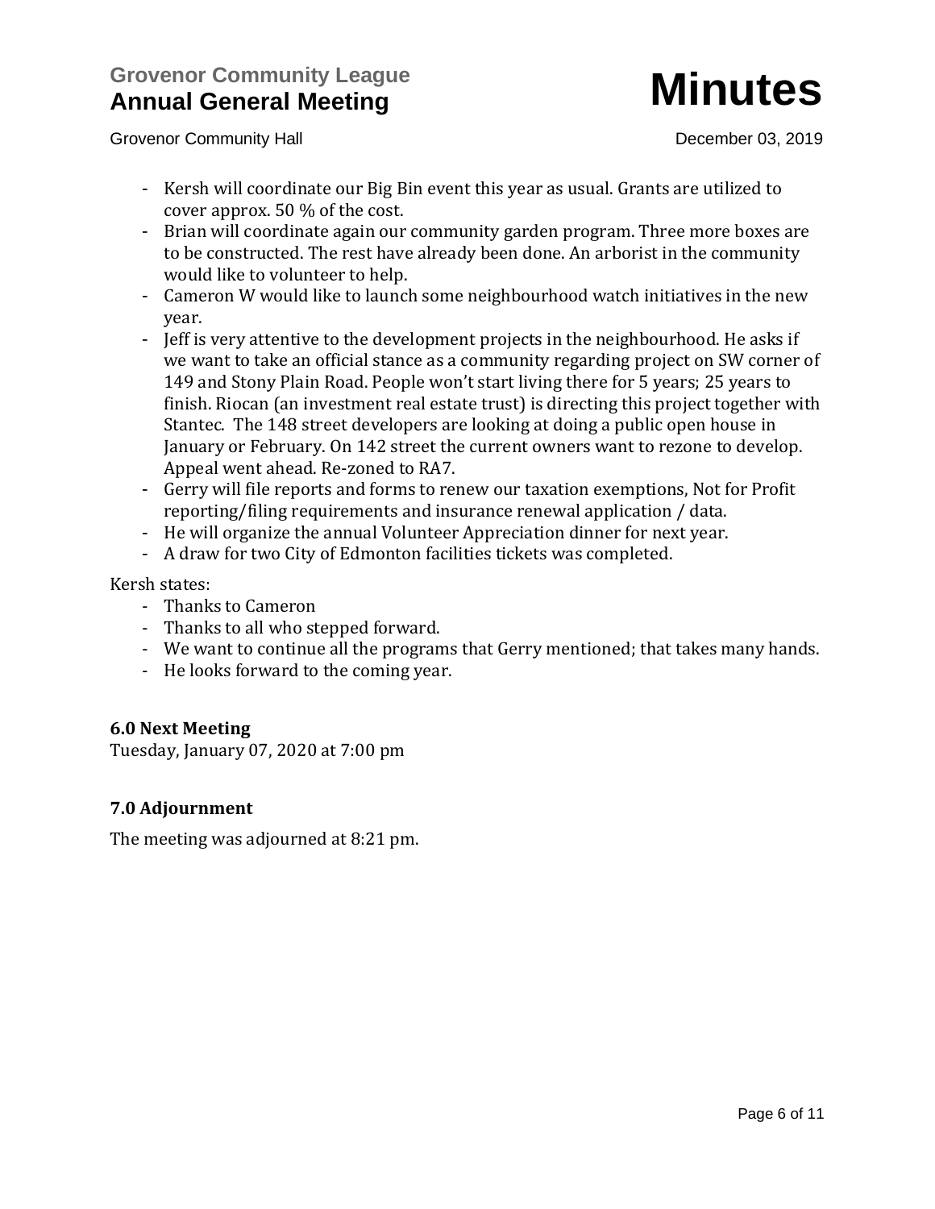- Kersh will coordinate our Big Bin event this year as usual. Grants are utilized to cover approx. 50 % of the cost.
- Brian will coordinate again our community garden program. Three more boxes are to be constructed. The rest have already been done. An arborist in the community would like to volunteer to help.
- Cameron W would like to launch some neighbourhood watch initiatives in the new year.
- Jeff is very attentive to the development projects in the neighbourhood. He asks if we want to take an official stance as a community regarding project on SW corner of 149 and Stony Plain Road. People won't start living there for 5 years; 25 years to finish. Riocan (an investment real estate trust) is directing this project together with Stantec. The 148 street developers are looking at doing a public open house in January or February. On 142 street the current owners want to rezone to develop. Appeal went ahead. Re-zoned to RA7.
- Gerry will file reports and forms to renew our taxation exemptions, Not for Profit reporting/filing requirements and insurance renewal application / data.
- He will organize the annual Volunteer Appreciation dinner for next year.
- A draw for two City of Edmonton facilities tickets was completed.

Kersh states:

- Thanks to Cameron
- Thanks to all who stepped forward.
- We want to continue all the programs that Gerry mentioned; that takes many hands.
- He looks forward to the coming year.

**6.0 Next Meeting**

Tuesday, January 07, 2020 at 7:00 pm

**7.0 Adjournment**

The meeting was adjourned at 8:21 pm.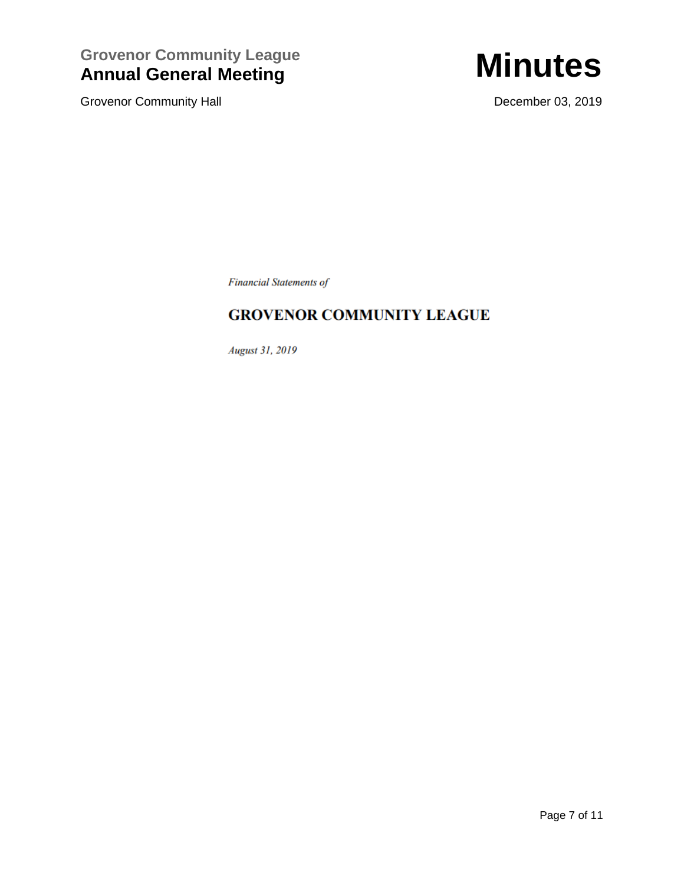*Financial Statements of*

# GROVENOR COMMUNITY LEAGUE

*August 31, 2019*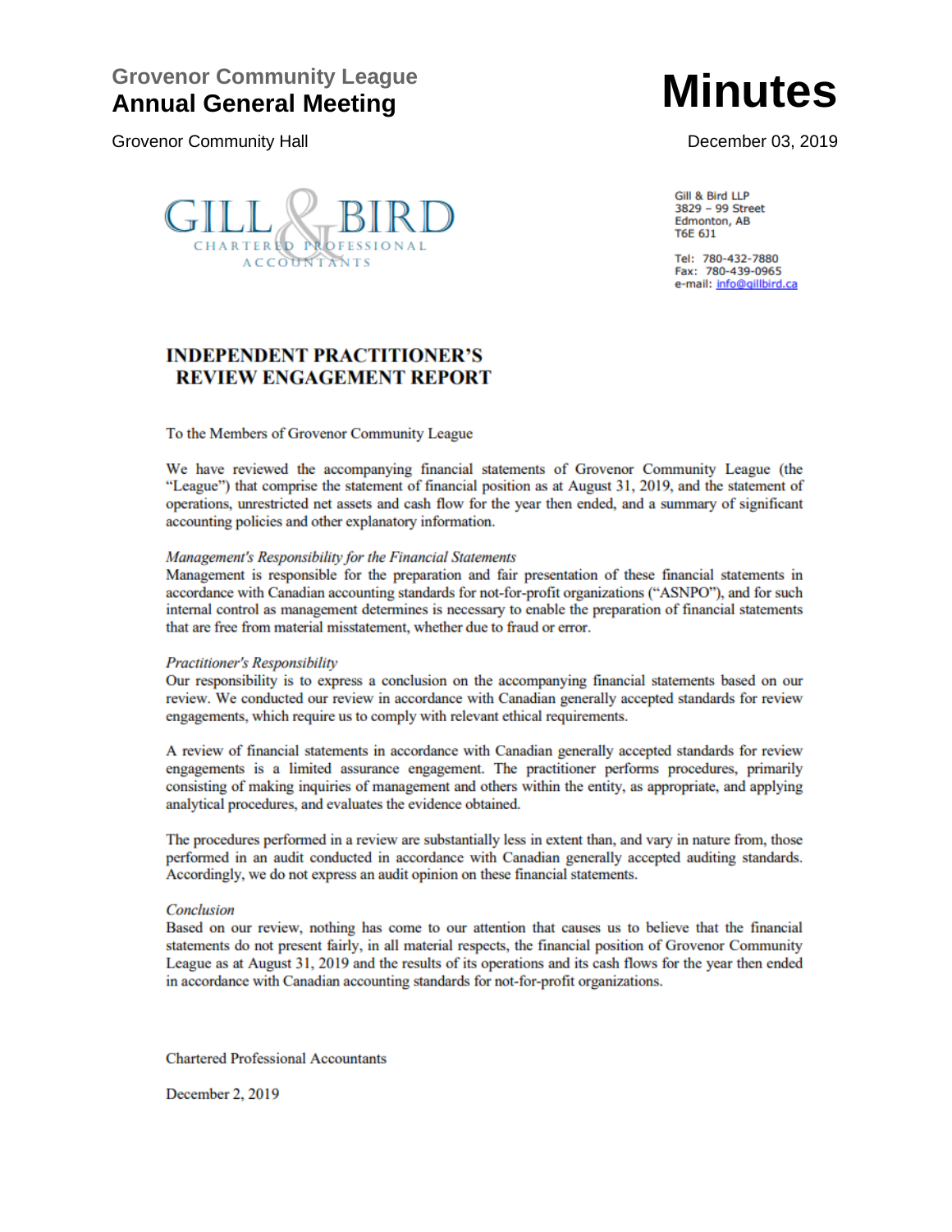GILL & BIRD
CHARTERED PROFESSIONAL ACCOUNTANTS

Gill & Bird LLP
3829 – 99 Street
Edmonton, AB
T6E 6J1

Tel: 780-432-7880
Fax: 780-439-0965
e-mail: info@gillbird.ca

# INDEPENDENT PRACTITIONER'S REVIEW ENGAGEMENT REPORT

To the Members of Grovenor Community League

We have reviewed the accompanying financial statements of Grovenor Community League (the "League") that comprise the statement of financial position as at August 31, 2019, and the statement of operations, unrestricted net assets and cash flow for the year then ended, and a summary of significant accounting policies and other explanatory information.

*Management's Responsibility for the Financial Statements*

Management is responsible for the preparation and fair presentation of these financial statements in accordance with Canadian accounting standards for not-for-profit organizations ("ASNPO"), and for such internal control as management determines is necessary to enable the preparation of financial statements that are free from material misstatement, whether due to fraud or error.

*Practitioner's Responsibility*

Our responsibility is to express a conclusion on the accompanying financial statements based on our review. We conducted our review in accordance with Canadian generally accepted standards for review engagements, which require us to comply with relevant ethical requirements.

A review of financial statements in accordance with Canadian generally accepted standards for review engagements is a limited assurance engagement. The practitioner performs procedures, primarily consisting of making inquiries of management and others within the entity, as appropriate, and applying analytical procedures, and evaluates the evidence obtained.

The procedures performed in a review are substantially less in extent than, and vary in nature from, those performed in an audit conducted in accordance with Canadian generally accepted auditing standards. Accordingly, we do not express an audit opinion on these financial statements.

*Conclusion*

Based on our review, nothing has come to our attention that causes us to believe that the financial statements do not present fairly, in all material respects, the financial position of Grovenor Community League as at August 31, 2019 and the results of its operations and its cash flows for the year then ended in accordance with Canadian accounting standards for not-for-profit organizations.

Chartered Professional Accountants

December 2, 2019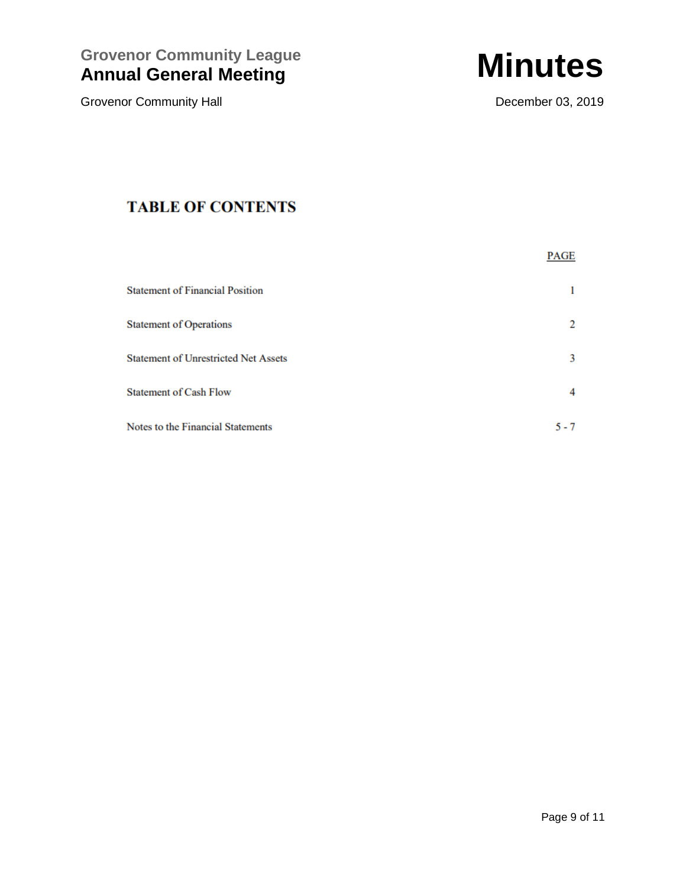# TABLE OF CONTENTS

| | PAGE |
|---|---|
| Statement of Financial Position | 1 |
| Statement of Operations | 2 |
| Statement of Unrestricted Net Assets | 3 |
| Statement of Cash Flow | 4 |
| Notes to the Financial Statements | 5 - 7 |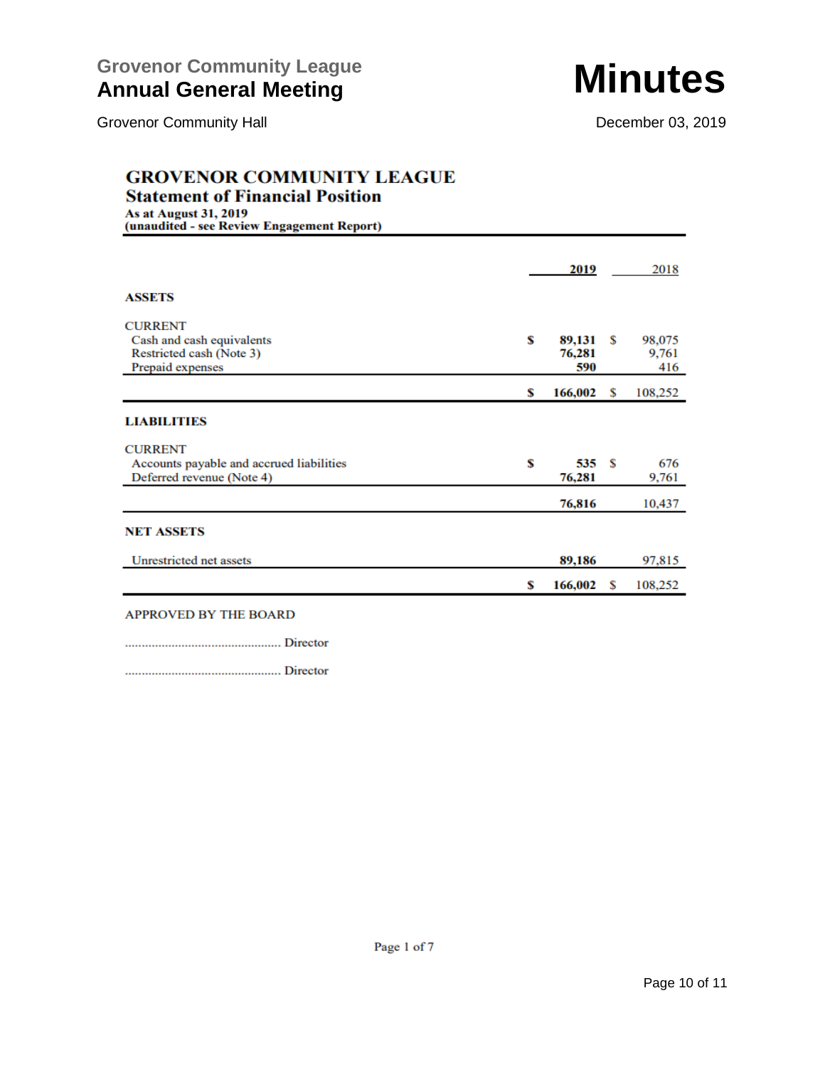# GROVENOR COMMUNITY LEAGUE

## Statement of Financial Position

**As at August 31, 2019**
**(unaudited - see Review Engagement Report)**

| | 2019 | 2018 |
|---|---|---|
| **ASSETS** | | |
| CURRENT | | |
| Cash and cash equivalents | **$ 89,131** | $ 98,075 |
| Restricted cash (Note 3) | **76,281** | 9,761 |
| Prepaid expenses | **590** | 416 |
| | **$ 166,002** | $ 108,252 |
| **LIABILITIES** | | |
| CURRENT | | |
| Accounts payable and accrued liabilities | **$ 535** | $ 676 |
| Deferred revenue (Note 4) | **76,281** | 9,761 |
| | **76,816** | 10,437 |
| **NET ASSETS** | | |
| Unrestricted net assets | **89,186** | 97,815 |
| | **$ 166,002** | $ 108,252 |

APPROVED BY THE BOARD

............................................... Director

............................................... Director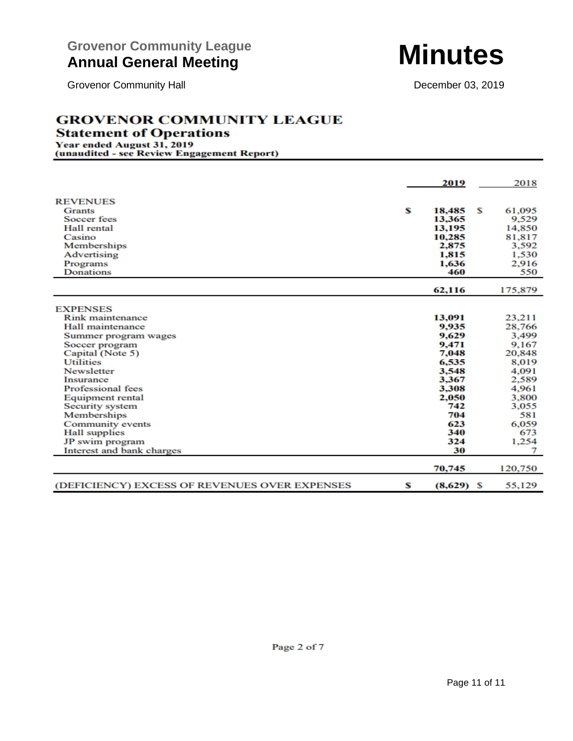# GROVENOR COMMUNITY LEAGUE

## Statement of Operations

**Year ended August 31, 2019**
**(unaudited - see Review Engagement Report)**

| | 2019 | 2018 |
|---|---|---|
| **REVENUES** | | |
| Grants | $ 18,485 | $ 61,095 |
| Soccer fees | 13,365 | 9,529 |
| Hall rental | 13,195 | 14,850 |
| Casino | 10,285 | 81,817 |
| Memberships | 2,875 | 3,592 |
| Advertising | 1,815 | 1,530 |
| Programs | 1,636 | 2,916 |
| Donations | 460 | 550 |
| | 62,116 | 175,879 |
| **EXPENSES** | | |
| Rink maintenance | 13,091 | 23,211 |
| Hall maintenance | 9,935 | 28,766 |
| Summer program wages | 9,629 | 3,499 |
| Soccer program | 9,471 | 9,167 |
| Capital (Note 5) | 7,048 | 20,848 |
| Utilities | 6,535 | 8,019 |
| Newsletter | 3,548 | 4,091 |
| Insurance | 3,367 | 2,589 |
| Professional fees | 3,308 | 4,961 |
| Equipment rental | 2,050 | 3,800 |
| Security system | 742 | 3,055 |
| Memberships | 704 | 581 |
| Community events | 623 | 6,059 |
| Hall supplies | 340 | 673 |
| JP swim program | 324 | 1,254 |
| Interest and bank charges | 30 | 7 |
| | 70,745 | 120,750 |
| (DEFICIENCY) EXCESS OF REVENUES OVER EXPENSES | $ (8,629) | $ 55,129 |

Page 2 of 7